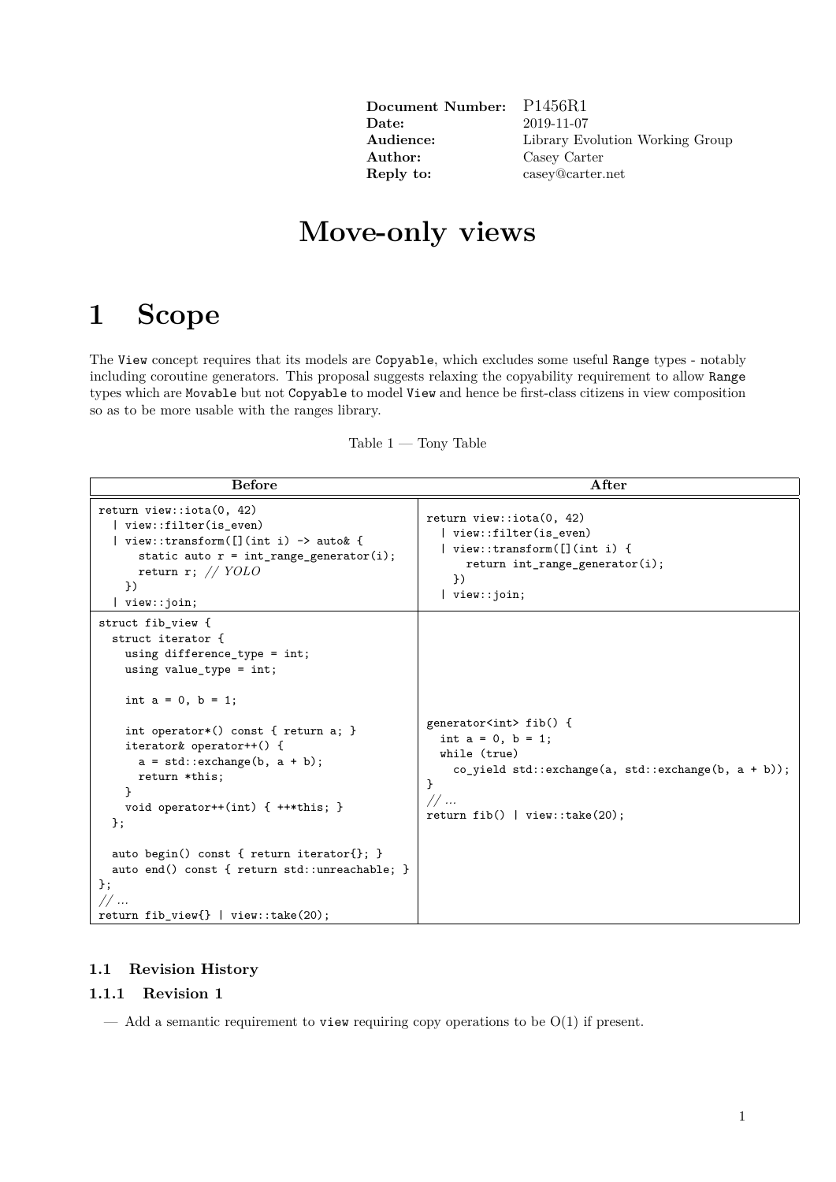| | |
|---|---|
| **Document Number:** | P1456R1 |
| **Date:** | 2019-11-07 |
| **Audience:** | Library Evolution Working Group |
| **Author:** | Casey Carter |
| **Reply to:** | casey@carter.net |

# Move-only views

# 1 Scope

The `View` concept requires that its models are `Copyable`, which excludes some useful `Range` types - notably including coroutine generators. This proposal suggests relaxing the copyability requirement to allow `Range` types which are `Movable` but not `Copyable` to model `View` and hence be first-class citizens in view composition so as to be more usable with the ranges library.

Table 1 — Tony Table

| Before | After |
|---|---|
| <pre>return view::iota(0, 42)<br>  \| view::filter(is_even)<br>  \| view::transform([](int i) -> auto& {<br>      static auto r = int_range_generator(i);<br>      return r; // YOLO<br>    })<br>  \| view::join;</pre> | <pre>return view::iota(0, 42)<br>  \| view::filter(is_even)<br>  \| view::transform([](int i) {<br>      return int_range_generator(i);<br>    })<br>  \| view::join;</pre> |
| <pre>struct fib_view {<br>  struct iterator {<br>    using difference_type = int;<br>    using value_type = int;<br><br>    int a = 0, b = 1;<br><br>    int operator*() const { return a; }<br>    iterator& operator++() {<br>      a = std::exchange(b, a + b);<br>      return *this;<br>    }<br>    void operator++(int) { ++*this; }<br>  };<br><br>  auto begin() const { return iterator{}; }<br>  auto end() const { return std::unreachable; }<br>};<br>// ...<br>return fib_view{} \| view::take(20);</pre> | <pre>generator<int> fib() {<br>  int a = 0, b = 1;<br>  while (true)<br>    co_yield std::exchange(a, std::exchange(b, a + b));<br>}<br>// ...<br>return fib() \| view::take(20);</pre> |

### 1.1 Revision History

#### 1.1.1 Revision 1

— Add a semantic requirement to `view` requiring copy operations to be O(1) if present.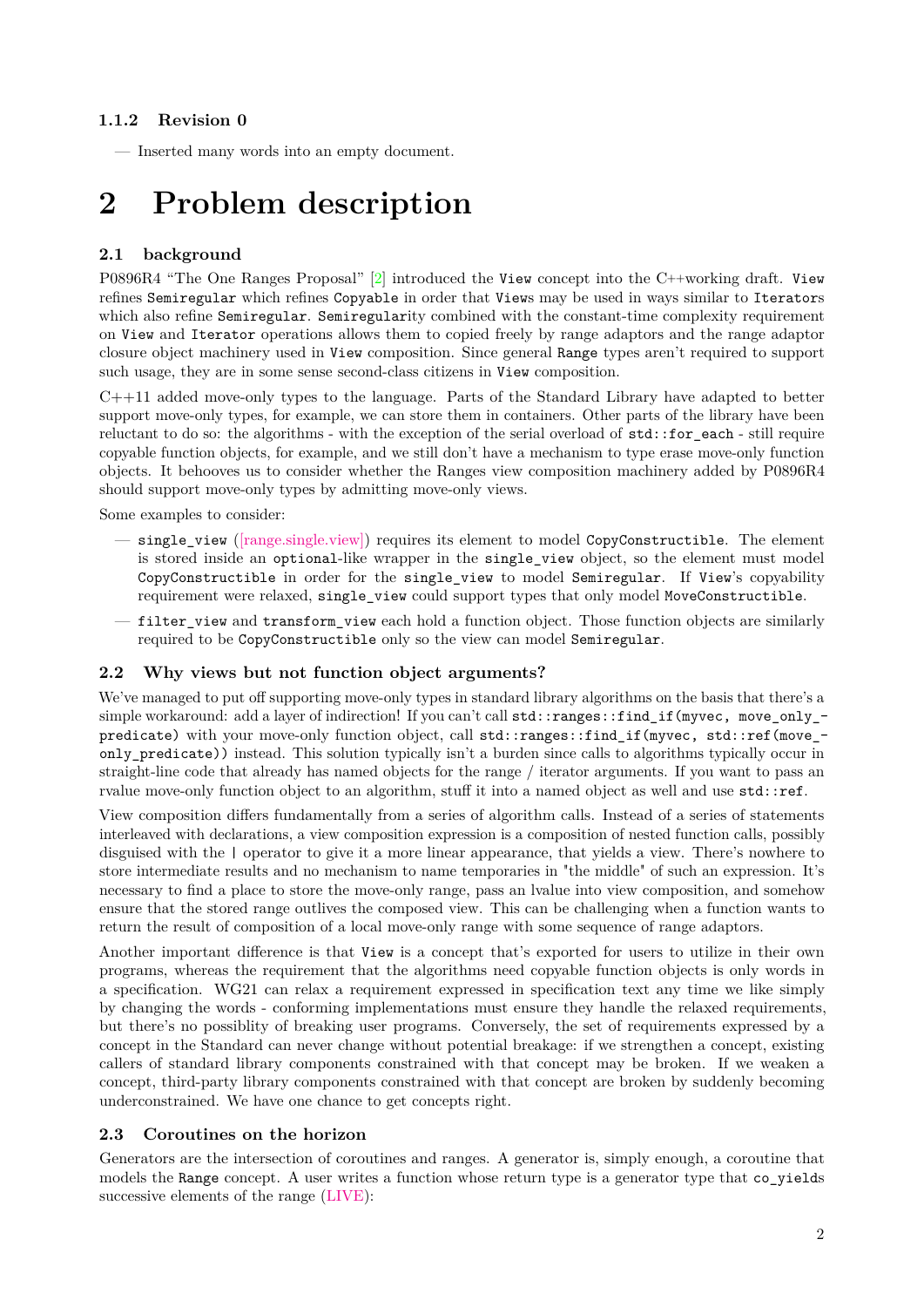### 1.1.2 Revision 0

— Inserted many words into an empty document.

# 2 Problem description

## 2.1 background

P0896R4 "The One Ranges Proposal" [2] introduced the `View` concept into the C++working draft. `View` refines `Semiregular` which refines `Copyable` in order that `View`s may be used in ways similar to `Iterator`s which also refine `Semiregular`. `Semiregular`ity combined with the constant-time complexity requirement on `View` and `Iterator` operations allows them to copied freely by range adaptors and the range adaptor closure object machinery used in `View` composition. Since general `Range` types aren't required to support such usage, they are in some sense second-class citizens in `View` composition.

C++11 added move-only types to the language. Parts of the Standard Library have adapted to better support move-only types, for example, we can store them in containers. Other parts of the library have been reluctant to do so: the algorithms - with the exception of the serial overload of `std::for_each` - still require copyable function objects, for example, and we still don't have a mechanism to type erase move-only function objects. It behooves us to consider whether the Ranges view composition machinery added by P0896R4 should support move-only types by admitting move-only views.

Some examples to consider:

— `single_view` ([range.single.view]) requires its element to model `CopyConstructible`. The element is stored inside an `optional`-like wrapper in the `single_view` object, so the element must model `CopyConstructible` in order for the `single_view` to model `Semiregular`. If `View`'s copyability requirement were relaxed, `single_view` could support types that only model `MoveConstructible`.

— `filter_view` and `transform_view` each hold a function object. Those function objects are similarly required to be `CopyConstructible` only so the view can model `Semiregular`.

## 2.2 Why views but not function object arguments?

We've managed to put off supporting move-only types in standard library algorithms on the basis that there's a simple workaround: add a layer of indirection! If you can't call `std::ranges::find_if(myvec, move_only_predicate)` with your move-only function object, call `std::ranges::find_if(myvec, std::ref(move_only_predicate))` instead. This solution typically isn't a burden since calls to algorithms typically occur in straight-line code that already has named objects for the range / iterator arguments. If you want to pass an rvalue move-only function object to an algorithm, stuff it into a named object as well and use `std::ref`.

View composition differs fundamentally from a series of algorithm calls. Instead of a series of statements interleaved with declarations, a view composition expression is a composition of nested function calls, possibly disguised with the `|` operator to give it a more linear appearance, that yields a view. There's nowhere to store intermediate results and no mechanism to name temporaries in "the middle" of such an expression. It's necessary to find a place to store the move-only range, pass an lvalue into view composition, and somehow ensure that the stored range outlives the composed view. This can be challenging when a function wants to return the result of composition of a local move-only range with some sequence of range adaptors.

Another important difference is that `View` is a concept that's exported for users to utilize in their own programs, whereas the requirement that the algorithms need copyable function objects is only words in a specification. WG21 can relax a requirement expressed in specification text any time we like simply by changing the words - conforming implementations must ensure they handle the relaxed requirements, but there's no possiblity of breaking user programs. Conversely, the set of requirements expressed by a concept in the Standard can never change without potential breakage: if we strengthen a concept, existing callers of standard library components constrained with that concept may be broken. If we weaken a concept, third-party library components constrained with that concept are broken by suddenly becoming underconstrained. We have one chance to get concepts right.

## 2.3 Coroutines on the horizon

Generators are the intersection of coroutines and ranges. A generator is, simply enough, a coroutine that models the `Range` concept. A user writes a function whose return type is a generator type that `co_yield`s successive elements of the range (LIVE):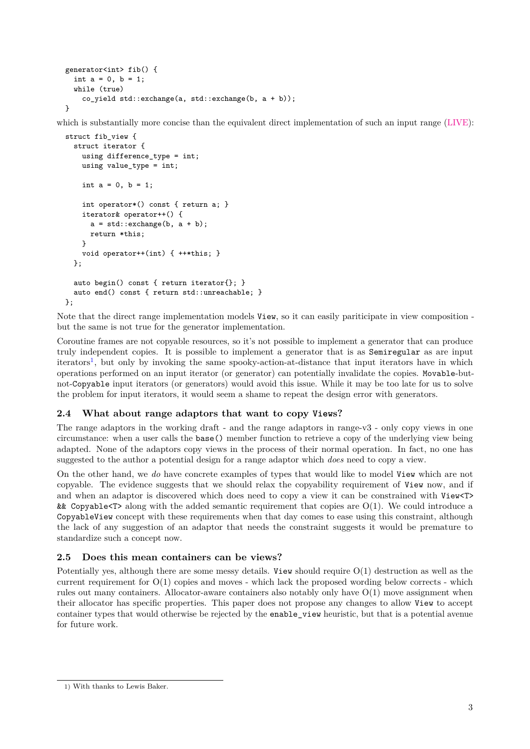```
generator<int> fib() {
  int a = 0, b = 1;
  while (true)
    co_yield std::exchange(a, std::exchange(b, a + b));
}
```

which is substantially more concise than the equivalent direct implementation of such an input range (LIVE):

```
struct fib_view {
  struct iterator {
    using difference_type = int;
    using value_type = int;

    int a = 0, b = 1;

    int operator*() const { return a; }
    iterator& operator++() {
      a = std::exchange(b, a + b);
      return *this;
    }
    void operator++(int) { ++*this; }
  };

  auto begin() const { return iterator{}; }
  auto end() const { return std::unreachable; }
};
```

Note that the direct range implementation models `View`, so it can easily pariticipate in view composition - but the same is not true for the generator implementation.

Coroutine frames are not copyable resources, so it's not possible to implement a generator that can produce truly independent copies. It is possible to implement a generator that is as `Semiregular` as are input iterators[1], but only by invoking the same spooky-action-at-distance that input iterators have in which operations performed on an input iterator (or generator) can potentially invalidate the copies. `Movable`-but-not-`Copyable` input iterators (or generators) would avoid this issue. While it may be too late for us to solve the problem for input iterators, it would seem a shame to repeat the design error with generators.

### 2.4 What about range adaptors that want to copy `View`s?

The range adaptors in the working draft - and the range adaptors in range-v3 - only copy views in one circumstance: when a user calls the `base()` member function to retrieve a copy of the underlying view being adapted. None of the adaptors copy views in the process of their normal operation. In fact, no one has suggested to the author a potential design for a range adaptor which *does* need to copy a view.

On the other hand, we *do* have concrete examples of types that would like to model `View` which are not copyable. The evidence suggests that we should relax the copyability requirement of `View` now, and if and when an adaptor is discovered which does need to copy a view it can be constrained with `View<T> && Copyable<T>` along with the added semantic requirement that copies are O(1). We could introduce a `CopyableView` concept with these requirements when that day comes to ease using this constraint, although the lack of any suggestion of an adaptor that needs the constraint suggests it would be premature to standardize such a concept now.

### 2.5 Does this mean containers can be views?

Potentially yes, although there are some messy details. `View` should require O(1) destruction as well as the current requirement for O(1) copies and moves - which lack the proposed wording below corrects - which rules out many containers. Allocator-aware containers also notably only have O(1) move assignment when their allocator has specific properties. This paper does not propose any changes to allow `View` to accept container types that would otherwise be rejected by the `enable_view` heuristic, but that is a potential avenue for future work.

---

1) With thanks to Lewis Baker.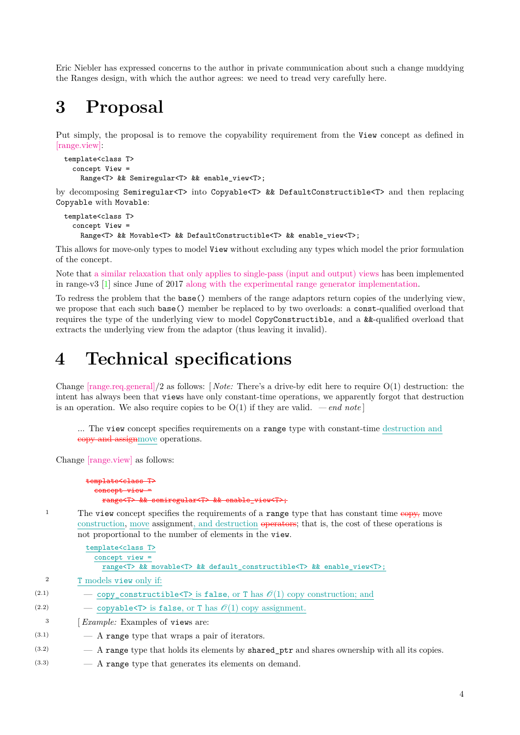Eric Niebler has expressed concerns to the author in private communication about such a change muddying the Ranges design, with which the author agrees: we need to tread very carefully here.

# 3 Proposal

Put simply, the proposal is to remove the copyability requirement from the View concept as defined in [range.view]:

```
template<class T>
  concept View =
    Range<T> && Semiregular<T> && enable_view<T>;
```

by decomposing Semiregular<T> into Copyable<T> && DefaultConstructible<T> and then replacing Copyable with Movable:

```
template<class T>
  concept View =
    Range<T> && Movable<T> && DefaultConstructible<T> && enable_view<T>;
```

This allows for move-only types to model View without excluding any types which model the prior formulation of the concept.

Note that a similar relaxation that only applies to single-pass (input and output) views has been implemented in range-v3 [1] since June of 2017 along with the experimental range generator implementation.

To redress the problem that the base() members of the range adaptors return copies of the underlying view, we propose that each such base() member be replaced to by two overloads: a const-qualified overload that requires the type of the underlying view to model CopyConstructible, and a &&-qualified overload that extracts the underlying view from the adaptor (thus leaving it invalid).

# 4 Technical specifications

Change [range.req.general]/2 as follows: [ *Note:* There's a drive-by edit here to require O(1) destruction: the intent has always been that views have only constant-time operations, we apparently forgot that destruction is an operation. We also require copies to be O(1) if they are valid. — *end note* ]

> ... The view concept specifies requirements on a range type with constant-time ~~copy and assign~~ destruction and move operations.

Change [range.view] as follows:

> ~~template<class T>~~
> ~~concept view =~~
> ~~range<T> && semiregular<T> && enable_view<T>;~~

1 The view concept specifies the requirements of a range type that has constant time ~~copy,~~ move construction, move assignment, and destruction ~~operators~~; that is, the cost of these operations is not proportional to the number of elements in the view.

```
template<class T>
  concept view =
    range<T> && movable<T> && default_constructible<T> && enable_view<T>;
```

2 T models view only if:

(2.1) — copy_constructible<T> is false, or T has $\mathcal{O}(1)$ copy construction; and

(2.2) — copyable<T> is false, or T has $\mathcal{O}(1)$ copy assignment.

3 [ *Example:* Examples of views are:

(3.1) — A range type that wraps a pair of iterators.

(3.2) — A range type that holds its elements by shared_ptr and shares ownership with all its copies.

(3.3) — A range type that generates its elements on demand.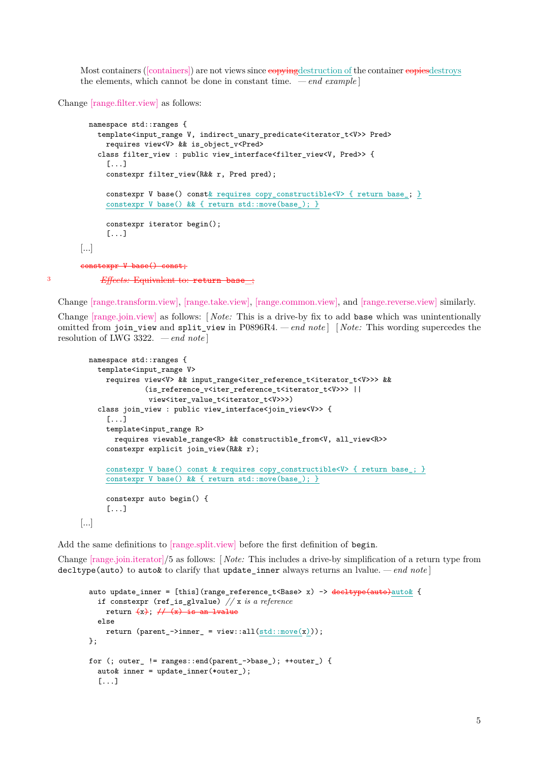Most containers ([containers]) are not views since ~~copying~~destruction of the container ~~copies~~destroys the elements, which cannot be done in constant time. *— end example*]

Change [range.filter.view] as follows:

```
namespace std::ranges {
  template<input_range V, indirect_unary_predicate<iterator_t<V>> Pred>
    requires view<V> && is_object_v<Pred>
  class filter_view : public view_interface<filter_view<V, Pred>> {
    [...]
    constexpr filter_view(R&& r, Pred pred);

    constexpr V base() const& requires copy_constructible<V> { return base_; }
    constexpr V base() && { return std::move(base_); }

    constexpr iterator begin();
    [...]
```

[...]

~~`constexpr V base() const;`~~

3 ~~*Effects:* Equivalent to: `return base_;`~~

Change [range.transform.view], [range.take.view], [range.common.view], and [range.reverse.view] similarly.

Change [range.join.view] as follows: [*Note:* This is a drive-by fix to add `base` which was unintentionally omitted from `join_view` and `split_view` in P0896R4. *— end note*] [*Note:* This wording supercedes the resolution of LWG 3322. *— end note*]

```
namespace std::ranges {
  template<input_range V>
    requires view<V> && input_range<iter_reference_t<iterator_t<V>>> &&
             (is_reference_v<iter_reference_t<iterator_t<V>>> ||
              view<iter_value_t<iterator_t<V>>>)
  class join_view : public view_interface<join_view<V>> {
    [...]
    template<input_range R>
      requires viewable_range<R> && constructible_from<V, all_view<R>>
    constexpr explicit join_view(R&& r);

    constexpr V base() const & requires copy_constructible<V> { return base_; }
    constexpr V base() && { return std::move(base_); }

    constexpr auto begin() {
    [...]
```

[...]

Add the same definitions to [range.split.view] before the first definition of `begin`.

Change [range.join.iterator]/5 as follows: [*Note:* This includes a drive-by simplification of a return type from `decltype(auto)` to `auto&` to clarify that `update_inner` always returns an lvalue. *— end note*]

```
auto update_inner = [this](range_reference_t<Base> x) -> ~~decltype(auto)~~auto& {
  if constexpr (ref_is_glvalue) // x is a reference
    return ~~(~~x~~)~~; ~~// (x) is an lvalue~~
  else
    return (parent_->inner_ = view::all(std::move(x)));
};

for (; outer_ != ranges::end(parent_->base_); ++outer_) {
  auto& inner = update_inner(*outer_);
  [...]
```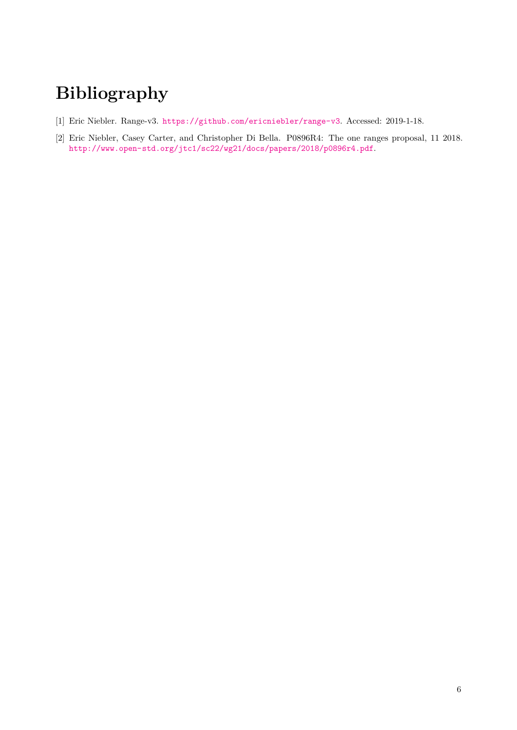# Bibliography

[1] Eric Niebler. Range-v3. https://github.com/ericniebler/range-v3. Accessed: 2019-1-18.

[2] Eric Niebler, Casey Carter, and Christopher Di Bella. P0896R4: The one ranges proposal, 11 2018. http://www.open-std.org/jtc1/sc22/wg21/docs/papers/2018/p0896r4.pdf.